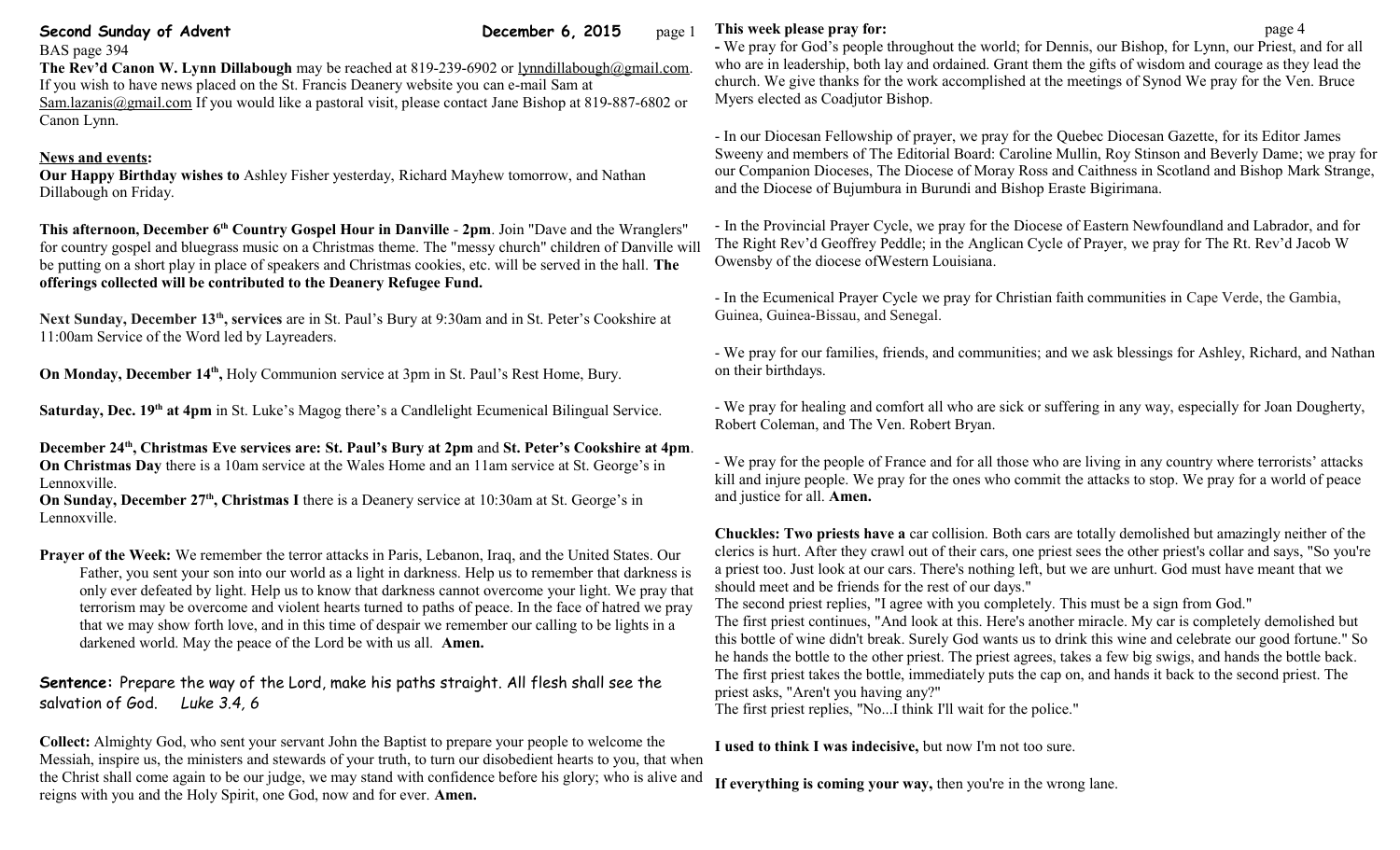# Second Sunday of Advent

**December 6, 2015**

BAS page 394

**The Rev'd Canon W. Lynn Dillabough** may be reached at 819-239-6902 or lynndillabough@gmail.com. If you wish to have news placed on the St. Francis Deanery website you can e-mail Sam at Sam.lazanis@gmail.com If you would like a pastoral visit, please contact Jane Bishop at 819-887-6802 or Canon Lynn.

## News and events:

**Our Happy Birthday wishes to** Ashley Fisher yesterday, Richard Mayhew tomorrow, and Nathan Dillabough on Friday.

**This afternoon, December 6th Country Gospel Hour in Danville - 2pm**. Join "Dave and the Wranglers" for country gospel and bluegrass music on a Christmas theme. The "messy church" children of Danville will be putting on a short play in place of speakers and Christmas cookies, etc. will be served in the hall. **The offerings collected will be contributed to the Deanery Refugee Fund.**

**Next Sunday, December 13th, services** are in St. Paul's Bury at 9:30am and in St. Peter's Cookshire at 11:00am Service of the Word led by Layreaders.

**On Monday, December 14th,** Holy Communion service at 3pm in St. Paul's Rest Home, Bury.

**Saturday, Dec. 19th at 4pm** in St. Luke's Magog there's a Candlelight Ecumenical Bilingual Service.

**December 24th, Christmas Eve services are: St. Paul's Bury at 2pm** and **St. Peter's Cookshire at 4pm**.
**On Christmas Day** there is a 10am service at the Wales Home and an 11am service at St. George's in Lennoxville.
**On Sunday, December 27th, Christmas I** there is a Deanery service at 10:30am at St. George's in Lennoxville.

**Prayer of the Week:** We remember the terror attacks in Paris, Lebanon, Iraq, and the United States. Our Father, you sent your son into our world as a light in darkness. Help us to remember that darkness is only ever defeated by light. Help us to know that darkness cannot overcome your light. We pray that terrorism may be overcome and violent hearts turned to paths of peace. In the face of hatred we pray that we may show forth love, and in this time of despair we remember our calling to be lights in a darkened world. May the peace of the Lord be with us all. **Amen.**

**Sentence:** Prepare the way of the Lord, make his paths straight. All flesh shall see the salvation of God. *Luke 3.4, 6*

**Collect:** Almighty God, who sent your servant John the Baptist to prepare your people to welcome the Messiah, inspire us, the ministers and stewards of your truth, to turn our disobedient hearts to you, that when the Christ shall come again to be our judge, we may stand with confidence before his glory; who is alive and reigns with you and the Holy Spirit, one God, now and for ever. **Amen.**

## This week please pray for:

- We pray for God's people throughout the world; for Dennis, our Bishop, for Lynn, our Priest, and for all who are in leadership, both lay and ordained. Grant them the gifts of wisdom and courage as they lead the church. We give thanks for the work accomplished at the meetings of Synod We pray for the Ven. Bruce Myers elected as Coadjutor Bishop.

- In our Diocesan Fellowship of prayer, we pray for the Quebec Diocesan Gazette, for its Editor James Sweeny and members of The Editorial Board: Caroline Mullin, Roy Stinson and Beverly Dame; we pray for our Companion Dioceses, The Diocese of Moray Ross and Caithness in Scotland and Bishop Mark Strange, and the Diocese of Bujumbura in Burundi and Bishop Eraste Bigirimana.

- In the Provincial Prayer Cycle, we pray for the Diocese of Eastern Newfoundland and Labrador, and for The Right Rev'd Geoffrey Peddle; in the Anglican Cycle of Prayer, we pray for The Rt. Rev'd Jacob W Owensby of the diocese ofWestern Louisiana.

- In the Ecumenical Prayer Cycle we pray for Christian faith communities in Cape Verde, the Gambia, Guinea, Guinea-Bissau, and Senegal.

- We pray for our families, friends, and communities; and we ask blessings for Ashley, Richard, and Nathan on their birthdays.

- We pray for healing and comfort all who are sick or suffering in any way, especially for Joan Dougherty, Robert Coleman, and The Ven. Robert Bryan.

- We pray for the people of France and for all those who are living in any country where terrorists' attacks kill and injure people. We pray for the ones who commit the attacks to stop. We pray for a world of peace and justice for all. **Amen.**

**Chuckles: Two priests have a** car collision. Both cars are totally demolished but amazingly neither of the clerics is hurt. After they crawl out of their cars, one priest sees the other priest's collar and says, "So you're a priest too. Just look at our cars. There's nothing left, but we are unhurt. God must have meant that we should meet and be friends for the rest of our days."
The second priest replies, "I agree with you completely. This must be a sign from God."
The first priest continues, "And look at this. Here's another miracle. My car is completely demolished but this bottle of wine didn't break. Surely God wants us to drink this wine and celebrate our good fortune." So he hands the bottle to the other priest. The priest agrees, takes a few big swigs, and hands the bottle back. The first priest takes the bottle, immediately puts the cap on, and hands it back to the second priest. The priest asks, "Aren't you having any?"
The first priest replies, "No...I think I'll wait for the police."

**I used to think I was indecisive,** but now I'm not too sure.

**If everything is coming your way,** then you're in the wrong lane.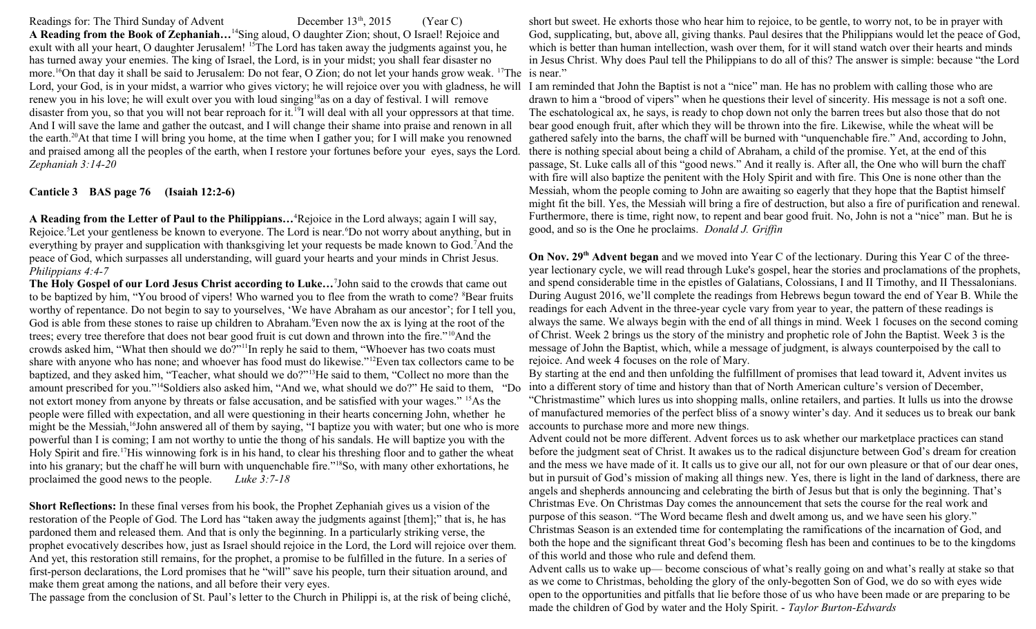Readings for: The Third Sunday of Advent December 13th, 2015 (Year C)

**A Reading from the Book of Zephaniah…**[14]Sing aloud, O daughter Zion; shout, O Israel! Rejoice and exult with all your heart, O daughter Jerusalem! [15]The Lord has taken away the judgments against you, he has turned away your enemies. The king of Israel, the Lord, is in your midst; you shall fear disaster no more.[16]On that day it shall be said to Jerusalem: Do not fear, O Zion; do not let your hands grow weak. [17]The Lord, your God, is in your midst, a warrior who gives victory; he will rejoice over you with gladness, he will renew you in his love; he will exult over you with loud singing[18]as on a day of festival. I will remove disaster from you, so that you will not bear reproach for it.[19]I will deal with all your oppressors at that time. And I will save the lame and gather the outcast, and I will change their shame into praise and renown in all the earth.[20]At that time I will bring you home, at the time when I gather you; for I will make you renowned and praised among all the peoples of the earth, when I restore your fortunes before your eyes, says the Lord. *Zephaniah 3:14-20*

**Canticle 3 BAS page 76 (Isaiah 12:2-6)**

**A Reading from the Letter of Paul to the Philippians…**[4]Rejoice in the Lord always; again I will say, Rejoice.[5]Let your gentleness be known to everyone. The Lord is near.[6]Do not worry about anything, but in everything by prayer and supplication with thanksgiving let your requests be made known to God.[7]And the peace of God, which surpasses all understanding, will guard your hearts and your minds in Christ Jesus. *Philippians 4:4-7*

**The Holy Gospel of our Lord Jesus Christ according to Luke…**[7]John said to the crowds that came out to be baptized by him, "You brood of vipers! Who warned you to flee from the wrath to come? [8]Bear fruits worthy of repentance. Do not begin to say to yourselves, 'We have Abraham as our ancestor'; for I tell you, God is able from these stones to raise up children to Abraham.[9]Even now the ax is lying at the root of the trees; every tree therefore that does not bear good fruit is cut down and thrown into the fire."[10]And the crowds asked him, "What then should we do?"[11]In reply he said to them, "Whoever has two coats must share with anyone who has none; and whoever has food must do likewise."[12]Even tax collectors came to be baptized, and they asked him, "Teacher, what should we do?"[13]He said to them, "Collect no more than the amount prescribed for you."[14]Soldiers also asked him, "And we, what should we do?" He said to them, "Do not extort money from anyone by threats or false accusation, and be satisfied with your wages." [15]As the people were filled with expectation, and all were questioning in their hearts concerning John, whether he might be the Messiah,[16]John answered all of them by saying, "I baptize you with water; but one who is more powerful than I is coming; I am not worthy to untie the thong of his sandals. He will baptize you with the Holy Spirit and fire.[17]His winnowing fork is in his hand, to clear his threshing floor and to gather the wheat into his granary; but the chaff he will burn with unquenchable fire."[18]So, with many other exhortations, he proclaimed the good news to the people. *Luke 3:7-18*

**Short Reflections:** In these final verses from his book, the Prophet Zephaniah gives us a vision of the restoration of the People of God. The Lord has "taken away the judgments against [them];" that is, he has pardoned them and released them. And that is only the beginning. In a particularly striking verse, the prophet evocatively describes how, just as Israel should rejoice in the Lord, the Lord will rejoice over them. And yet, this restoration still remains, for the prophet, a promise to be fulfilled in the future. In a series of first-person declarations, the Lord promises that he "will" save his people, turn their situation around, and make them great among the nations, and all before their very eyes.

The passage from the conclusion of St. Paul's letter to the Church in Philippi is, at the risk of being cliché, short but sweet. He exhorts those who hear him to rejoice, to be gentle, to worry not, to be in prayer with God, supplicating, but, above all, giving thanks. Paul desires that the Philippians would let the peace of God, which is better than human intellection, wash over them, for it will stand watch over their hearts and minds in Jesus Christ. Why does Paul tell the Philippians to do all of this? The answer is simple: because "the Lord is near."

I am reminded that John the Baptist is not a "nice" man. He has no problem with calling those who are drawn to him a "brood of vipers" when he questions their level of sincerity. His message is not a soft one. The eschatological ax, he says, is ready to chop down not only the barren trees but also those that do not bear good enough fruit, after which they will be thrown into the fire. Likewise, while the wheat will be gathered safely into the barns, the chaff will be burned with "unquenchable fire." And, according to John, there is nothing special about being a child of Abraham, a child of the promise. Yet, at the end of this passage, St. Luke calls all of this "good news." And it really is. After all, the One who will burn the chaff with fire will also baptize the penitent with the Holy Spirit and with fire. This One is none other than the Messiah, whom the people coming to John are awaiting so eagerly that they hope that the Baptist himself might fit the bill. Yes, the Messiah will bring a fire of destruction, but also a fire of purification and renewal. Furthermore, there is time, right now, to repent and bear good fruit. No, John is not a "nice" man. But he is good, and so is the One he proclaims. *Donald J. Griffin*

**On Nov. 29th Advent began** and we moved into Year C of the lectionary. During this Year C of the three-year lectionary cycle, we will read through Luke's gospel, hear the stories and proclamations of the prophets, and spend considerable time in the epistles of Galatians, Colossians, I and II Timothy, and II Thessalonians. During August 2016, we'll complete the readings from Hebrews begun toward the end of Year B. While the readings for each Advent in the three-year cycle vary from year to year, the pattern of these readings is always the same. We always begin with the end of all things in mind. Week 1 focuses on the second coming of Christ. Week 2 brings us the story of the ministry and prophetic role of John the Baptist. Week 3 is the message of John the Baptist, which, while a message of judgment, is always counterpoised by the call to rejoice. And week 4 focuses on the role of Mary.

By starting at the end and then unfolding the fulfillment of promises that lead toward it, Advent invites us into a different story of time and history than that of North American culture's version of December, "Christmastime" which lures us into shopping malls, online retailers, and parties. It lulls us into the drowse of manufactured memories of the perfect bliss of a snowy winter's day. And it seduces us to break our bank accounts to purchase more and more new things.

Advent could not be more different. Advent forces us to ask whether our marketplace practices can stand before the judgment seat of Christ. It awakes us to the radical disjuncture between God's dream for creation and the mess we have made of it. It calls us to give our all, not for our own pleasure or that of our dear ones, but in pursuit of God's mission of making all things new. Yes, there is light in the land of darkness, there are angels and shepherds announcing and celebrating the birth of Jesus but that is only the beginning. That's Christmas Eve. On Christmas Day comes the announcement that sets the course for the real work and purpose of this season. "The Word became flesh and dwelt among us, and we have seen his glory." Christmas Season is an extended time for contemplating the ramifications of the incarnation of God, and both the hope and the significant threat God's becoming flesh has been and continues to be to the kingdoms of this world and those who rule and defend them.

Advent calls us to wake up— become conscious of what's really going on and what's really at stake so that as we come to Christmas, beholding the glory of the only-begotten Son of God, we do so with eyes wide open to the opportunities and pitfalls that lie before those of us who have been made or are preparing to be made the children of God by water and the Holy Spirit. - *Taylor Burton-Edwards*